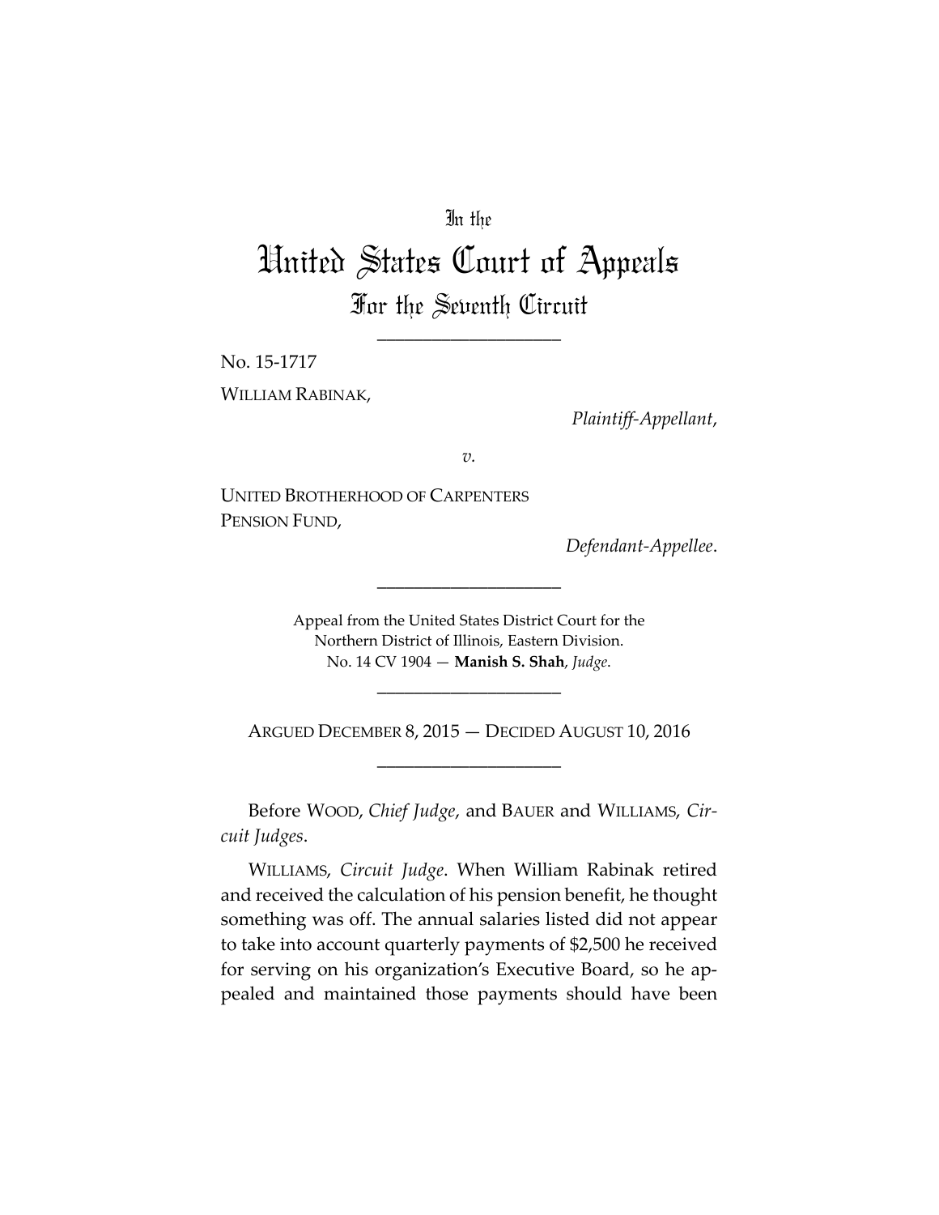In the

# United States Court of Appeals

## For the Seventh Circuit

____________________

No. 15-1717

WILLIAM RABINAK,

*Plaintiff-Appellant*,

*v.*

UNITED BROTHERHOOD OF CARPENTERS PENSION FUND,

*Defendant-Appellee*.

____________________

Appeal from the United States District Court for the Northern District of Illinois, Eastern Division.
No. 14 CV 1904 — **Manish S. Shah**, *Judge*.

____________________

ARGUED DECEMBER 8, 2015 — DECIDED AUGUST 10, 2016

____________________

Before WOOD, *Chief Judge*, and BAUER and WILLIAMS, *Circuit Judges*.

WILLIAMS, *Circuit Judge*. When William Rabinak retired and received the calculation of his pension benefit, he thought something was off. The annual salaries listed did not appear to take into account quarterly payments of $2,500 he received for serving on his organization's Executive Board, so he appealed and maintained those payments should have been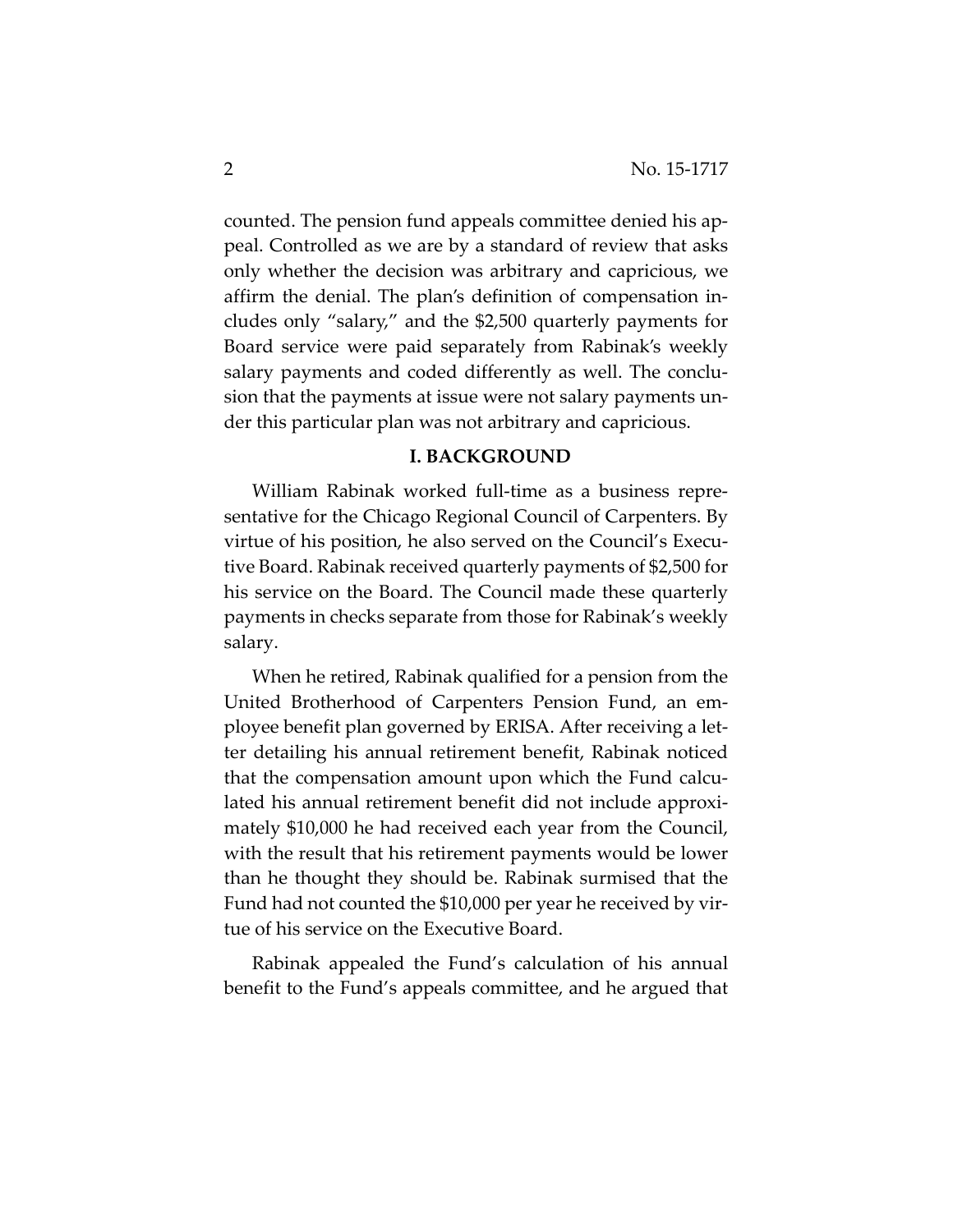counted. The pension fund appeals committee denied his appeal. Controlled as we are by a standard of review that asks only whether the decision was arbitrary and capricious, we affirm the denial. The plan's definition of compensation includes only "salary," and the $2,500 quarterly payments for Board service were paid separately from Rabinak's weekly salary payments and coded differently as well. The conclusion that the payments at issue were not salary payments under this particular plan was not arbitrary and capricious.

## I. BACKGROUND

William Rabinak worked full-time as a business representative for the Chicago Regional Council of Carpenters. By virtue of his position, he also served on the Council's Executive Board. Rabinak received quarterly payments of $2,500 for his service on the Board. The Council made these quarterly payments in checks separate from those for Rabinak's weekly salary.

When he retired, Rabinak qualified for a pension from the United Brotherhood of Carpenters Pension Fund, an employee benefit plan governed by ERISA. After receiving a letter detailing his annual retirement benefit, Rabinak noticed that the compensation amount upon which the Fund calculated his annual retirement benefit did not include approximately $10,000 he had received each year from the Council, with the result that his retirement payments would be lower than he thought they should be. Rabinak surmised that the Fund had not counted the $10,000 per year he received by virtue of his service on the Executive Board.

Rabinak appealed the Fund's calculation of his annual benefit to the Fund's appeals committee, and he argued that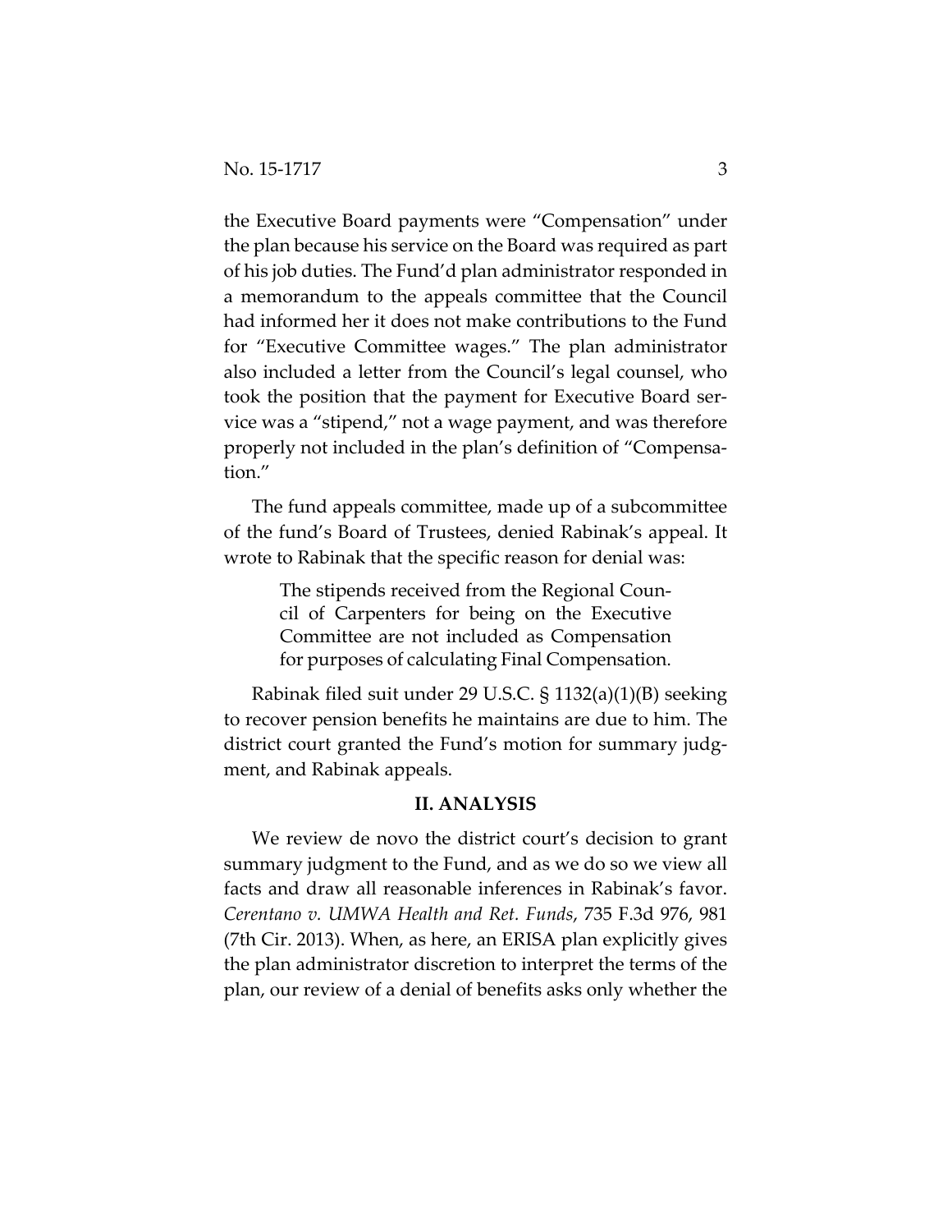the Executive Board payments were "Compensation" under the plan because his service on the Board was required as part of his job duties. The Fund'd plan administrator responded in a memorandum to the appeals committee that the Council had informed her it does not make contributions to the Fund for "Executive Committee wages." The plan administrator also included a letter from the Council's legal counsel, who took the position that the payment for Executive Board service was a "stipend," not a wage payment, and was therefore properly not included in the plan's definition of "Compensation."

The fund appeals committee, made up of a subcommittee of the fund's Board of Trustees, denied Rabinak's appeal. It wrote to Rabinak that the specific reason for denial was:

> The stipends received from the Regional Council of Carpenters for being on the Executive Committee are not included as Compensation for purposes of calculating Final Compensation.

Rabinak filed suit under 29 U.S.C. § 1132(a)(1)(B) seeking to recover pension benefits he maintains are due to him. The district court granted the Fund's motion for summary judgment, and Rabinak appeals.

## II. ANALYSIS

We review de novo the district court's decision to grant summary judgment to the Fund, and as we do so we view all facts and draw all reasonable inferences in Rabinak's favor. *Cerentano v. UMWA Health and Ret. Funds*, 735 F.3d 976, 981 (7th Cir. 2013). When, as here, an ERISA plan explicitly gives the plan administrator discretion to interpret the terms of the plan, our review of a denial of benefits asks only whether the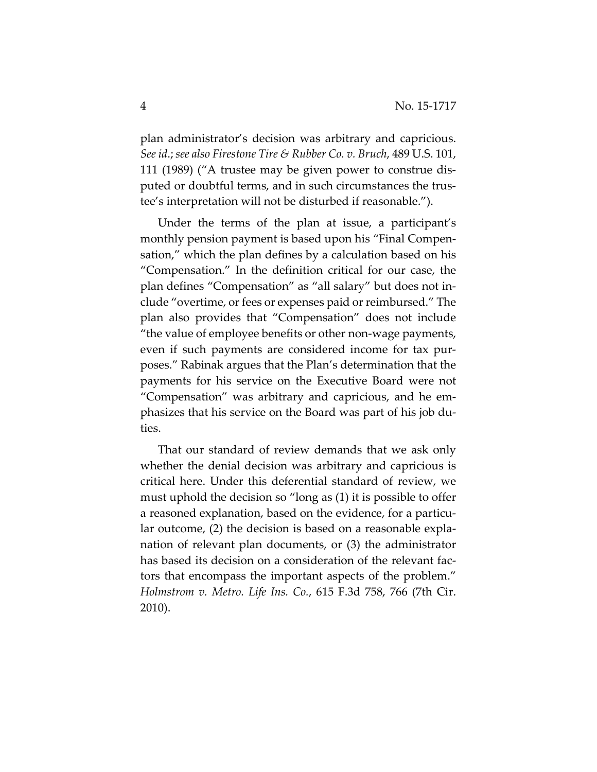plan administrator's decision was arbitrary and capricious. *See id.*; *see also Firestone Tire & Rubber Co. v. Bruch*, 489 U.S. 101, 111 (1989) ("A trustee may be given power to construe disputed or doubtful terms, and in such circumstances the trustee's interpretation will not be disturbed if reasonable.").

Under the terms of the plan at issue, a participant's monthly pension payment is based upon his "Final Compensation," which the plan defines by a calculation based on his "Compensation." In the definition critical for our case, the plan defines "Compensation" as "all salary" but does not include "overtime, or fees or expenses paid or reimbursed." The plan also provides that "Compensation" does not include "the value of employee benefits or other non-wage payments, even if such payments are considered income for tax purposes." Rabinak argues that the Plan's determination that the payments for his service on the Executive Board were not "Compensation" was arbitrary and capricious, and he emphasizes that his service on the Board was part of his job duties.

That our standard of review demands that we ask only whether the denial decision was arbitrary and capricious is critical here. Under this deferential standard of review, we must uphold the decision so "long as (1) it is possible to offer a reasoned explanation, based on the evidence, for a particular outcome, (2) the decision is based on a reasonable explanation of relevant plan documents, or (3) the administrator has based its decision on a consideration of the relevant factors that encompass the important aspects of the problem." *Holmstrom v. Metro. Life Ins. Co.*, 615 F.3d 758, 766 (7th Cir. 2010).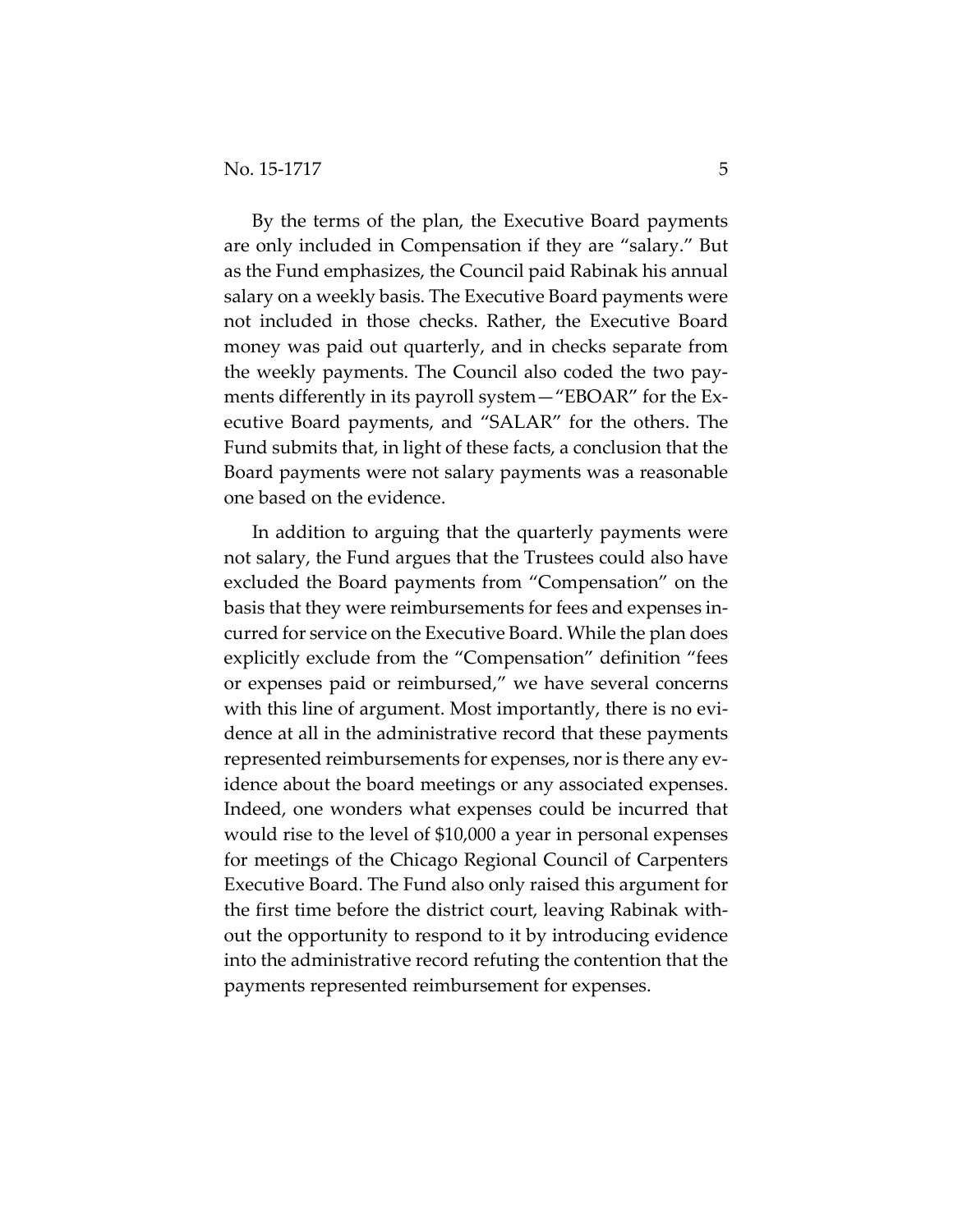By the terms of the plan, the Executive Board payments are only included in Compensation if they are "salary." But as the Fund emphasizes, the Council paid Rabinak his annual salary on a weekly basis. The Executive Board payments were not included in those checks. Rather, the Executive Board money was paid out quarterly, and in checks separate from the weekly payments. The Council also coded the two payments differently in its payroll system—"EBOAR" for the Executive Board payments, and "SALAR" for the others. The Fund submits that, in light of these facts, a conclusion that the Board payments were not salary payments was a reasonable one based on the evidence.

In addition to arguing that the quarterly payments were not salary, the Fund argues that the Trustees could also have excluded the Board payments from "Compensation" on the basis that they were reimbursements for fees and expenses incurred for service on the Executive Board. While the plan does explicitly exclude from the "Compensation" definition "fees or expenses paid or reimbursed," we have several concerns with this line of argument. Most importantly, there is no evidence at all in the administrative record that these payments represented reimbursements for expenses, nor is there any evidence about the board meetings or any associated expenses. Indeed, one wonders what expenses could be incurred that would rise to the level of $10,000 a year in personal expenses for meetings of the Chicago Regional Council of Carpenters Executive Board. The Fund also only raised this argument for the first time before the district court, leaving Rabinak without the opportunity to respond to it by introducing evidence into the administrative record refuting the contention that the payments represented reimbursement for expenses.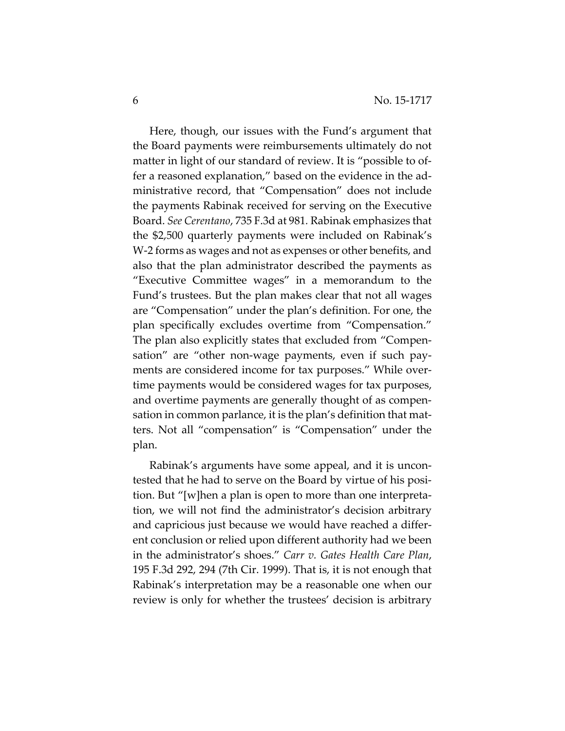Here, though, our issues with the Fund's argument that the Board payments were reimbursements ultimately do not matter in light of our standard of review. It is "possible to offer a reasoned explanation," based on the evidence in the administrative record, that "Compensation" does not include the payments Rabinak received for serving on the Executive Board. *See Cerentano*, 735 F.3d at 981. Rabinak emphasizes that the $2,500 quarterly payments were included on Rabinak's W-2 forms as wages and not as expenses or other benefits, and also that the plan administrator described the payments as "Executive Committee wages" in a memorandum to the Fund's trustees. But the plan makes clear that not all wages are "Compensation" under the plan's definition. For one, the plan specifically excludes overtime from "Compensation." The plan also explicitly states that excluded from "Compensation" are "other non-wage payments, even if such payments are considered income for tax purposes." While overtime payments would be considered wages for tax purposes, and overtime payments are generally thought of as compensation in common parlance, it is the plan's definition that matters. Not all "compensation" is "Compensation" under the plan.

Rabinak's arguments have some appeal, and it is uncontested that he had to serve on the Board by virtue of his position. But "[w]hen a plan is open to more than one interpretation, we will not find the administrator's decision arbitrary and capricious just because we would have reached a different conclusion or relied upon different authority had we been in the administrator's shoes." *Carr v. Gates Health Care Plan*, 195 F.3d 292, 294 (7th Cir. 1999). That is, it is not enough that Rabinak's interpretation may be a reasonable one when our review is only for whether the trustees' decision is arbitrary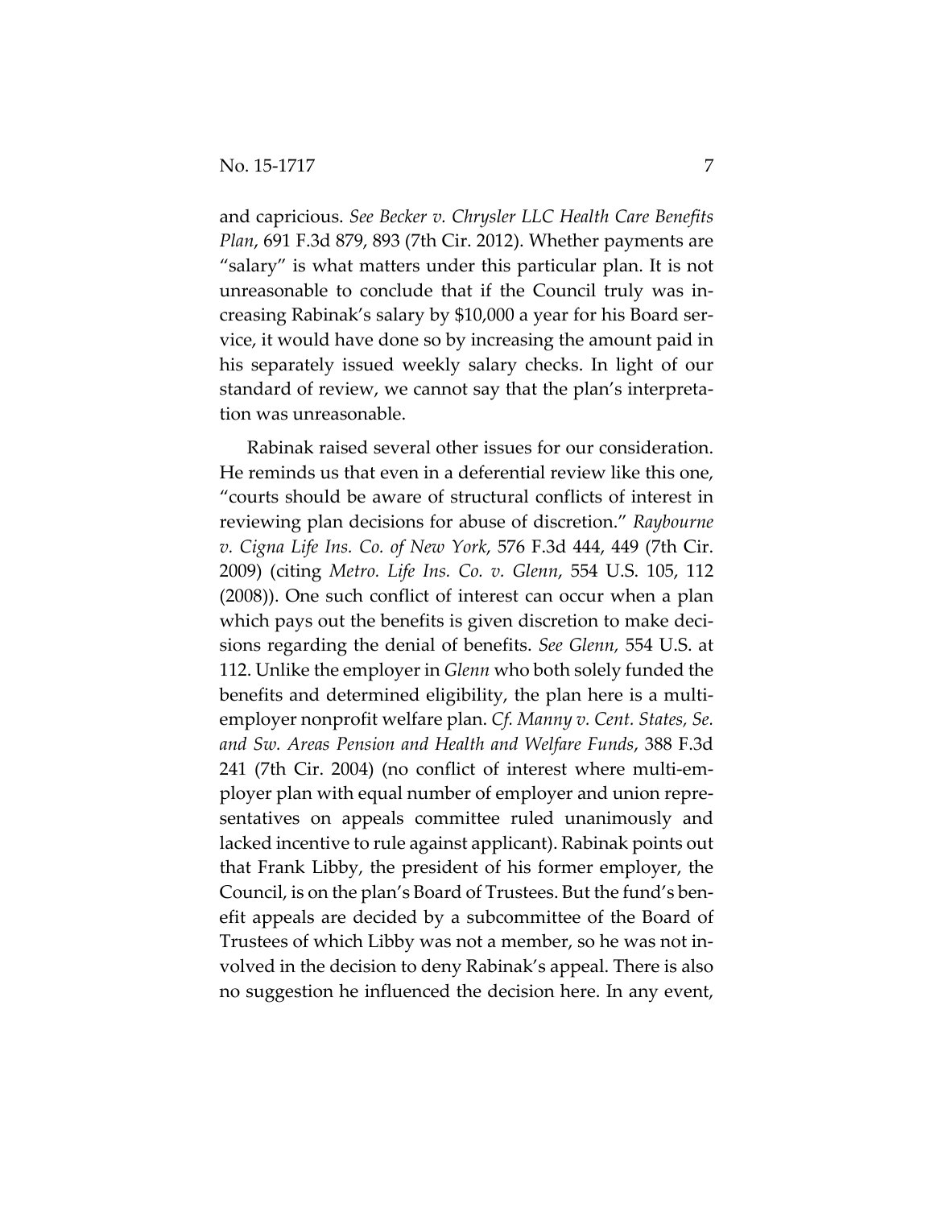and capricious. *See Becker v. Chrysler LLC Health Care Benefits Plan*, 691 F.3d 879, 893 (7th Cir. 2012). Whether payments are "salary" is what matters under this particular plan. It is not unreasonable to conclude that if the Council truly was increasing Rabinak's salary by $10,000 a year for his Board service, it would have done so by increasing the amount paid in his separately issued weekly salary checks. In light of our standard of review, we cannot say that the plan's interpretation was unreasonable.

Rabinak raised several other issues for our consideration. He reminds us that even in a deferential review like this one, "courts should be aware of structural conflicts of interest in reviewing plan decisions for abuse of discretion." *Raybourne v. Cigna Life Ins. Co. of New York*, 576 F.3d 444, 449 (7th Cir. 2009) (citing *Metro. Life Ins. Co. v. Glenn*, 554 U.S. 105, 112 (2008)). One such conflict of interest can occur when a plan which pays out the benefits is given discretion to make decisions regarding the denial of benefits. *See Glenn,* 554 U.S. at 112. Unlike the employer in *Glenn* who both solely funded the benefits and determined eligibility, the plan here is a multi-employer nonprofit welfare plan. *Cf. Manny v. Cent. States, Se. and Sw. Areas Pension and Health and Welfare Funds*, 388 F.3d 241 (7th Cir. 2004) (no conflict of interest where multi-employer plan with equal number of employer and union representatives on appeals committee ruled unanimously and lacked incentive to rule against applicant). Rabinak points out that Frank Libby, the president of his former employer, the Council, is on the plan's Board of Trustees. But the fund's benefit appeals are decided by a subcommittee of the Board of Trustees of which Libby was not a member, so he was not involved in the decision to deny Rabinak's appeal. There is also no suggestion he influenced the decision here. In any event,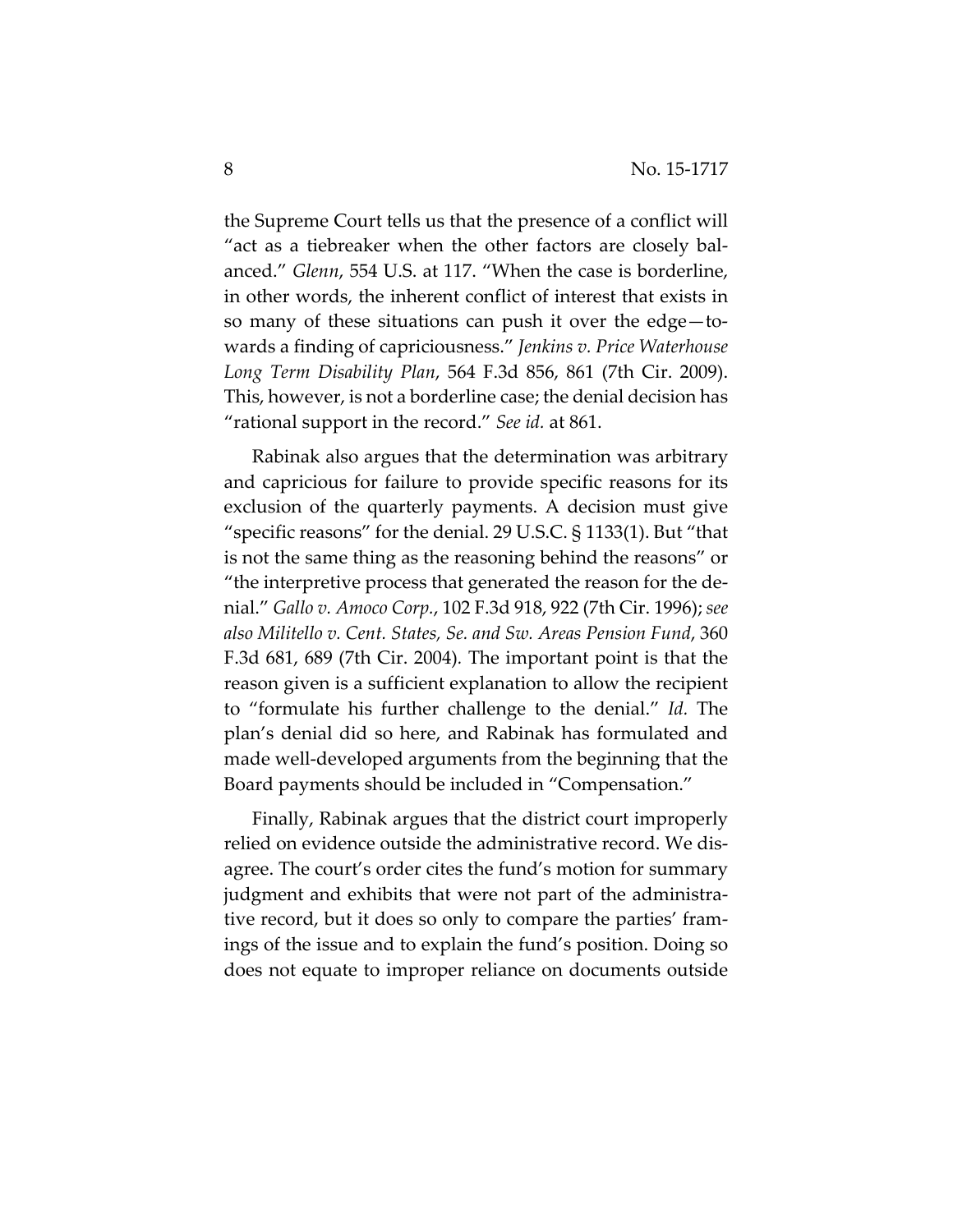the Supreme Court tells us that the presence of a conflict will "act as a tiebreaker when the other factors are closely balanced." *Glenn*, 554 U.S. at 117. "When the case is borderline, in other words, the inherent conflict of interest that exists in so many of these situations can push it over the edge—towards a finding of capriciousness." *Jenkins v. Price Waterhouse Long Term Disability Plan*, 564 F.3d 856, 861 (7th Cir. 2009). This, however, is not a borderline case; the denial decision has "rational support in the record." *See id.* at 861.

Rabinak also argues that the determination was arbitrary and capricious for failure to provide specific reasons for its exclusion of the quarterly payments. A decision must give "specific reasons" for the denial. 29 U.S.C. § 1133(1). But "that is not the same thing as the reasoning behind the reasons" or "the interpretive process that generated the reason for the denial." *Gallo v. Amoco Corp.*, 102 F.3d 918, 922 (7th Cir. 1996); *see also Militello v. Cent. States, Se. and Sw. Areas Pension Fund*, 360 F.3d 681, 689 (7th Cir. 2004). The important point is that the reason given is a sufficient explanation to allow the recipient to "formulate his further challenge to the denial." *Id.* The plan's denial did so here, and Rabinak has formulated and made well-developed arguments from the beginning that the Board payments should be included in "Compensation."

Finally, Rabinak argues that the district court improperly relied on evidence outside the administrative record. We disagree. The court's order cites the fund's motion for summary judgment and exhibits that were not part of the administrative record, but it does so only to compare the parties' framings of the issue and to explain the fund's position. Doing so does not equate to improper reliance on documents outside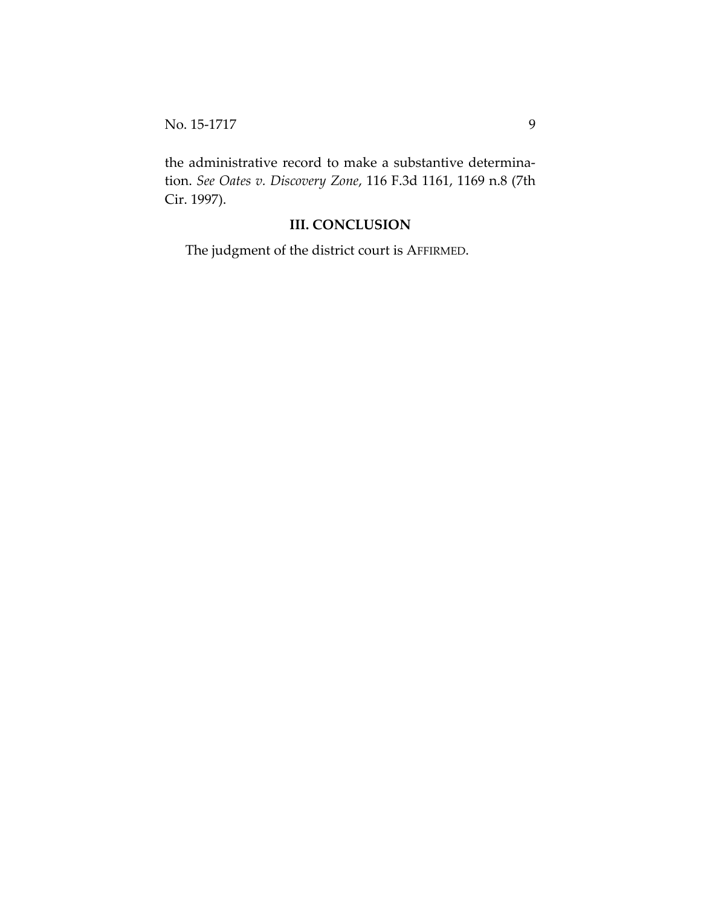the administrative record to make a substantive determination. *See Oates v. Discovery Zone*, 116 F.3d 1161, 1169 n.8 (7th Cir. 1997).

## III. CONCLUSION

The judgment of the district court is AFFIRMED.